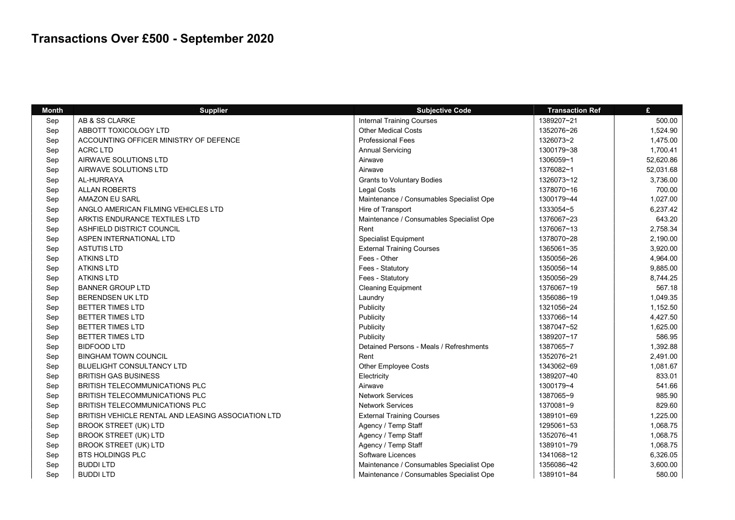# Transactions Over £500 - September 2020

| Month | Supplier | Subjective Code | Transaction Ref | £ |
|---|---|---|---|---|
| Sep | AB & SS CLARKE | Internal Training Courses | 1389207~21 | 500.00 |
| Sep | ABBOTT TOXICOLOGY LTD | Other Medical Costs | 1352076~26 | 1,524.90 |
| Sep | ACCOUNTING OFFICER MINISTRY OF DEFENCE | Professional Fees | 1326073~2 | 1,475.00 |
| Sep | ACRC LTD | Annual Servicing | 1300179~38 | 1,700.41 |
| Sep | AIRWAVE SOLUTIONS LTD | Airwave | 1306059~1 | 52,620.86 |
| Sep | AIRWAVE SOLUTIONS LTD | Airwave | 1376082~1 | 52,031.68 |
| Sep | AL-HURRAYA | Grants to Voluntary Bodies | 1326073~12 | 3,736.00 |
| Sep | ALLAN ROBERTS | Legal Costs | 1378070~16 | 700.00 |
| Sep | AMAZON EU SARL | Maintenance / Consumables Specialist Ope | 1300179~44 | 1,027.00 |
| Sep | ANGLO AMERICAN FILMING VEHICLES LTD | Hire of Transport | 1333054~5 | 6,237.42 |
| Sep | ARKTIS ENDURANCE TEXTILES LTD | Maintenance / Consumables Specialist Ope | 1376067~23 | 643.20 |
| Sep | ASHFIELD DISTRICT COUNCIL | Rent | 1376067~13 | 2,758.34 |
| Sep | ASPEN INTERNATIONAL LTD | Specialist Equipment | 1378070~28 | 2,190.00 |
| Sep | ASTUTIS LTD | External Training Courses | 1365061~35 | 3,920.00 |
| Sep | ATKINS LTD | Fees - Other | 1350056~26 | 4,964.00 |
| Sep | ATKINS LTD | Fees - Statutory | 1350056~14 | 9,885.00 |
| Sep | ATKINS LTD | Fees - Statutory | 1350056~29 | 8,744.25 |
| Sep | BANNER GROUP LTD | Cleaning Equipment | 1376067~19 | 567.18 |
| Sep | BERENDSEN UK LTD | Laundry | 1356086~19 | 1,049.35 |
| Sep | BETTER TIMES LTD | Publicity | 1321056~24 | 1,152.50 |
| Sep | BETTER TIMES LTD | Publicity | 1337066~14 | 4,427.50 |
| Sep | BETTER TIMES LTD | Publicity | 1387047~52 | 1,625.00 |
| Sep | BETTER TIMES LTD | Publicity | 1389207~17 | 586.95 |
| Sep | BIDFOOD LTD | Detained Persons - Meals / Refreshments | 1387065~7 | 1,392.88 |
| Sep | BINGHAM TOWN COUNCIL | Rent | 1352076~21 | 2,491.00 |
| Sep | BLUELIGHT CONSULTANCY LTD | Other Employee Costs | 1343062~69 | 1,081.67 |
| Sep | BRITISH GAS BUSINESS | Electricity | 1389207~40 | 833.01 |
| Sep | BRITISH TELECOMMUNICATIONS PLC | Airwave | 1300179~4 | 541.66 |
| Sep | BRITISH TELECOMMUNICATIONS PLC | Network Services | 1387065~9 | 985.90 |
| Sep | BRITISH TELECOMMUNICATIONS PLC | Network Services | 1370081~9 | 829.60 |
| Sep | BRITISH VEHICLE RENTAL AND LEASING ASSOCIATION LTD | External Training Courses | 1389101~69 | 1,225.00 |
| Sep | BROOK STREET (UK) LTD | Agency / Temp Staff | 1295061~53 | 1,068.75 |
| Sep | BROOK STREET (UK) LTD | Agency / Temp Staff | 1352076~41 | 1,068.75 |
| Sep | BROOK STREET (UK) LTD | Agency / Temp Staff | 1389101~79 | 1,068.75 |
| Sep | BTS HOLDINGS PLC | Software Licences | 1341068~12 | 6,326.05 |
| Sep | BUDDI LTD | Maintenance / Consumables Specialist Ope | 1356086~42 | 3,600.00 |
| Sep | BUDDI LTD | Maintenance / Consumables Specialist Ope | 1389101~84 | 580.00 |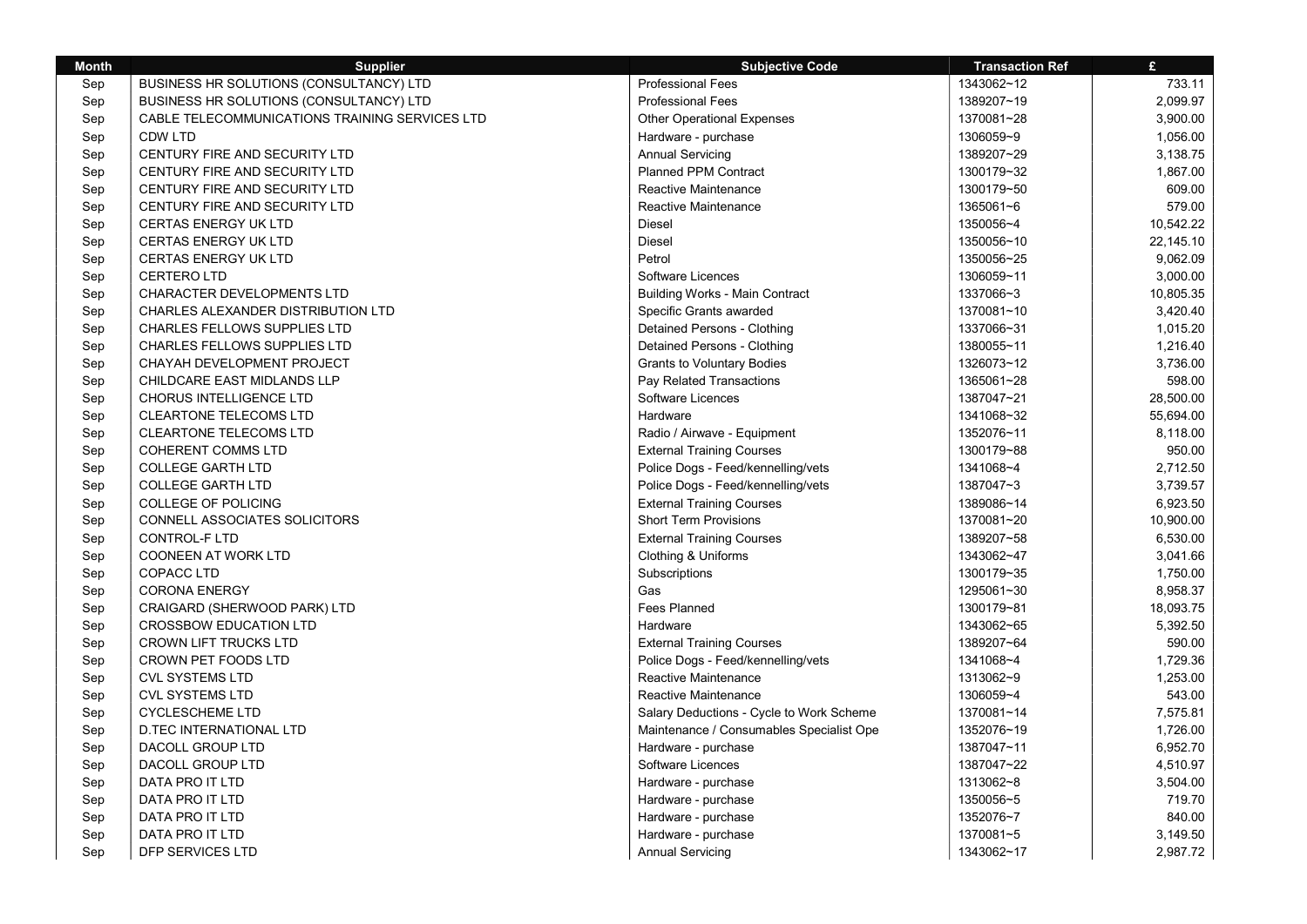| Month | Supplier | Subjective Code | Transaction Ref | £ |
| --- | --- | --- | --- | --- |
| Sep | BUSINESS HR SOLUTIONS (CONSULTANCY) LTD | Professional Fees | 1343062~12 | 733.11 |
| Sep | BUSINESS HR SOLUTIONS (CONSULTANCY) LTD | Professional Fees | 1389207~19 | 2,099.97 |
| Sep | CABLE TELECOMMUNICATIONS TRAINING SERVICES LTD | Other Operational Expenses | 1370081~28 | 3,900.00 |
| Sep | CDW LTD | Hardware - purchase | 1306059~9 | 1,056.00 |
| Sep | CENTURY FIRE AND SECURITY LTD | Annual Servicing | 1389207~29 | 3,138.75 |
| Sep | CENTURY FIRE AND SECURITY LTD | Planned PPM Contract | 1300179~32 | 1,867.00 |
| Sep | CENTURY FIRE AND SECURITY LTD | Reactive Maintenance | 1300179~50 | 609.00 |
| Sep | CENTURY FIRE AND SECURITY LTD | Reactive Maintenance | 1365061~6 | 579.00 |
| Sep | CERTAS ENERGY UK LTD | Diesel | 1350056~4 | 10,542.22 |
| Sep | CERTAS ENERGY UK LTD | Diesel | 1350056~10 | 22,145.10 |
| Sep | CERTAS ENERGY UK LTD | Petrol | 1350056~25 | 9,062.09 |
| Sep | CERTERO LTD | Software Licences | 1306059~11 | 3,000.00 |
| Sep | CHARACTER DEVELOPMENTS LTD | Building Works - Main Contract | 1337066~3 | 10,805.35 |
| Sep | CHARLES ALEXANDER DISTRIBUTION LTD | Specific Grants awarded | 1370081~10 | 3,420.40 |
| Sep | CHARLES FELLOWS SUPPLIES LTD | Detained Persons - Clothing | 1337066~31 | 1,015.20 |
| Sep | CHARLES FELLOWS SUPPLIES LTD | Detained Persons - Clothing | 1380055~11 | 1,216.40 |
| Sep | CHAYAH DEVELOPMENT PROJECT | Grants to Voluntary Bodies | 1326073~12 | 3,736.00 |
| Sep | CHILDCARE EAST MIDLANDS LLP | Pay Related Transactions | 1365061~28 | 598.00 |
| Sep | CHORUS INTELLIGENCE LTD | Software Licences | 1387047~21 | 28,500.00 |
| Sep | CLEARTONE TELECOMS LTD | Hardware | 1341068~32 | 55,694.00 |
| Sep | CLEARTONE TELECOMS LTD | Radio / Airwave - Equipment | 1352076~11 | 8,118.00 |
| Sep | COHERENT COMMS LTD | External Training Courses | 1300179~88 | 950.00 |
| Sep | COLLEGE GARTH LTD | Police Dogs - Feed/kennelling/vets | 1341068~4 | 2,712.50 |
| Sep | COLLEGE GARTH LTD | Police Dogs - Feed/kennelling/vets | 1387047~3 | 3,739.57 |
| Sep | COLLEGE OF POLICING | External Training Courses | 1389086~14 | 6,923.50 |
| Sep | CONNELL ASSOCIATES SOLICITORS | Short Term Provisions | 1370081~20 | 10,900.00 |
| Sep | CONTROL-F LTD | External Training Courses | 1389207~58 | 6,530.00 |
| Sep | COONEEN AT WORK LTD | Clothing & Uniforms | 1343062~47 | 3,041.66 |
| Sep | COPACC LTD | Subscriptions | 1300179~35 | 1,750.00 |
| Sep | CORONA ENERGY | Gas | 1295061~30 | 8,958.37 |
| Sep | CRAIGARD (SHERWOOD PARK) LTD | Fees Planned | 1300179~81 | 18,093.75 |
| Sep | CROSSBOW EDUCATION LTD | Hardware | 1343062~65 | 5,392.50 |
| Sep | CROWN LIFT TRUCKS LTD | External Training Courses | 1389207~64 | 590.00 |
| Sep | CROWN PET FOODS LTD | Police Dogs - Feed/kennelling/vets | 1341068~4 | 1,729.36 |
| Sep | CVL SYSTEMS LTD | Reactive Maintenance | 1313062~9 | 1,253.00 |
| Sep | CVL SYSTEMS LTD | Reactive Maintenance | 1306059~4 | 543.00 |
| Sep | CYCLESCHEME LTD | Salary Deductions - Cycle to Work Scheme | 1370081~14 | 7,575.81 |
| Sep | D.TEC INTERNATIONAL LTD | Maintenance / Consumables Specialist Ope | 1352076~19 | 1,726.00 |
| Sep | DACOLL GROUP LTD | Hardware - purchase | 1387047~11 | 6,952.70 |
| Sep | DACOLL GROUP LTD | Software Licences | 1387047~22 | 4,510.97 |
| Sep | DATA PRO IT LTD | Hardware - purchase | 1313062~8 | 3,504.00 |
| Sep | DATA PRO IT LTD | Hardware - purchase | 1350056~5 | 719.70 |
| Sep | DATA PRO IT LTD | Hardware - purchase | 1352076~7 | 840.00 |
| Sep | DATA PRO IT LTD | Hardware - purchase | 1370081~5 | 3,149.50 |
| Sep | DFP SERVICES LTD | Annual Servicing | 1343062~17 | 2,987.72 |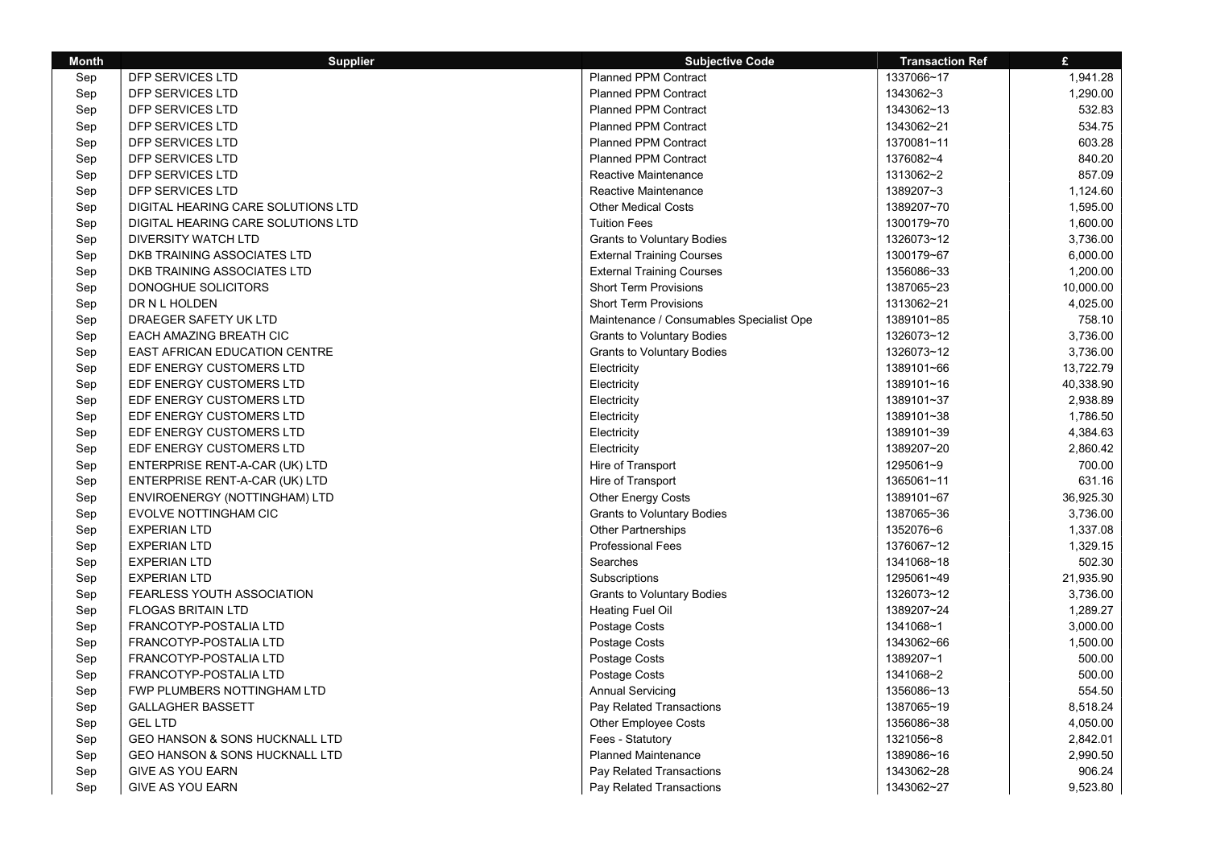| Month | Supplier | Subjective Code | Transaction Ref | £ |
|---|---|---|---|---|
| Sep | DFP SERVICES LTD | Planned PPM Contract | 1337066~17 | 1,941.28 |
| Sep | DFP SERVICES LTD | Planned PPM Contract | 1343062~3 | 1,290.00 |
| Sep | DFP SERVICES LTD | Planned PPM Contract | 1343062~13 | 532.83 |
| Sep | DFP SERVICES LTD | Planned PPM Contract | 1343062~21 | 534.75 |
| Sep | DFP SERVICES LTD | Planned PPM Contract | 1370081~11 | 603.28 |
| Sep | DFP SERVICES LTD | Planned PPM Contract | 1376082~4 | 840.20 |
| Sep | DFP SERVICES LTD | Reactive Maintenance | 1313062~2 | 857.09 |
| Sep | DFP SERVICES LTD | Reactive Maintenance | 1389207~3 | 1,124.60 |
| Sep | DIGITAL HEARING CARE SOLUTIONS LTD | Other Medical Costs | 1389207~70 | 1,595.00 |
| Sep | DIGITAL HEARING CARE SOLUTIONS LTD | Tuition Fees | 1300179~70 | 1,600.00 |
| Sep | DIVERSITY WATCH LTD | Grants to Voluntary Bodies | 1326073~12 | 3,736.00 |
| Sep | DKB TRAINING ASSOCIATES LTD | External Training Courses | 1300179~67 | 6,000.00 |
| Sep | DKB TRAINING ASSOCIATES LTD | External Training Courses | 1356086~33 | 1,200.00 |
| Sep | DONOGHUE SOLICITORS | Short Term Provisions | 1387065~23 | 10,000.00 |
| Sep | DR N L HOLDEN | Short Term Provisions | 1313062~21 | 4,025.00 |
| Sep | DRAEGER SAFETY UK LTD | Maintenance / Consumables Specialist Ope | 1389101~85 | 758.10 |
| Sep | EACH AMAZING BREATH CIC | Grants to Voluntary Bodies | 1326073~12 | 3,736.00 |
| Sep | EAST AFRICAN EDUCATION CENTRE | Grants to Voluntary Bodies | 1326073~12 | 3,736.00 |
| Sep | EDF ENERGY CUSTOMERS LTD | Electricity | 1389101~66 | 13,722.79 |
| Sep | EDF ENERGY CUSTOMERS LTD | Electricity | 1389101~16 | 40,338.90 |
| Sep | EDF ENERGY CUSTOMERS LTD | Electricity | 1389101~37 | 2,938.89 |
| Sep | EDF ENERGY CUSTOMERS LTD | Electricity | 1389101~38 | 1,786.50 |
| Sep | EDF ENERGY CUSTOMERS LTD | Electricity | 1389101~39 | 4,384.63 |
| Sep | EDF ENERGY CUSTOMERS LTD | Electricity | 1389207~20 | 2,860.42 |
| Sep | ENTERPRISE RENT-A-CAR (UK) LTD | Hire of Transport | 1295061~9 | 700.00 |
| Sep | ENTERPRISE RENT-A-CAR (UK) LTD | Hire of Transport | 1365061~11 | 631.16 |
| Sep | ENVIROENERGY (NOTTINGHAM) LTD | Other Energy Costs | 1389101~67 | 36,925.30 |
| Sep | EVOLVE NOTTINGHAM CIC | Grants to Voluntary Bodies | 1387065~36 | 3,736.00 |
| Sep | EXPERIAN LTD | Other Partnerships | 1352076~6 | 1,337.08 |
| Sep | EXPERIAN LTD | Professional Fees | 1376067~12 | 1,329.15 |
| Sep | EXPERIAN LTD | Searches | 1341068~18 | 502.30 |
| Sep | EXPERIAN LTD | Subscriptions | 1295061~49 | 21,935.90 |
| Sep | FEARLESS YOUTH ASSOCIATION | Grants to Voluntary Bodies | 1326073~12 | 3,736.00 |
| Sep | FLOGAS BRITAIN LTD | Heating Fuel Oil | 1389207~24 | 1,289.27 |
| Sep | FRANCOTYP-POSTALIA LTD | Postage Costs | 1341068~1 | 3,000.00 |
| Sep | FRANCOTYP-POSTALIA LTD | Postage Costs | 1343062~66 | 1,500.00 |
| Sep | FRANCOTYP-POSTALIA LTD | Postage Costs | 1389207~1 | 500.00 |
| Sep | FRANCOTYP-POSTALIA LTD | Postage Costs | 1341068~2 | 500.00 |
| Sep | FWP PLUMBERS NOTTINGHAM LTD | Annual Servicing | 1356086~13 | 554.50 |
| Sep | GALLAGHER BASSETT | Pay Related Transactions | 1387065~19 | 8,518.24 |
| Sep | GEL LTD | Other Employee Costs | 1356086~38 | 4,050.00 |
| Sep | GEO HANSON & SONS HUCKNALL LTD | Fees - Statutory | 1321056~8 | 2,842.01 |
| Sep | GEO HANSON & SONS HUCKNALL LTD | Planned Maintenance | 1389086~16 | 2,990.50 |
| Sep | GIVE AS YOU EARN | Pay Related Transactions | 1343062~28 | 906.24 |
| Sep | GIVE AS YOU EARN | Pay Related Transactions | 1343062~27 | 9,523.80 |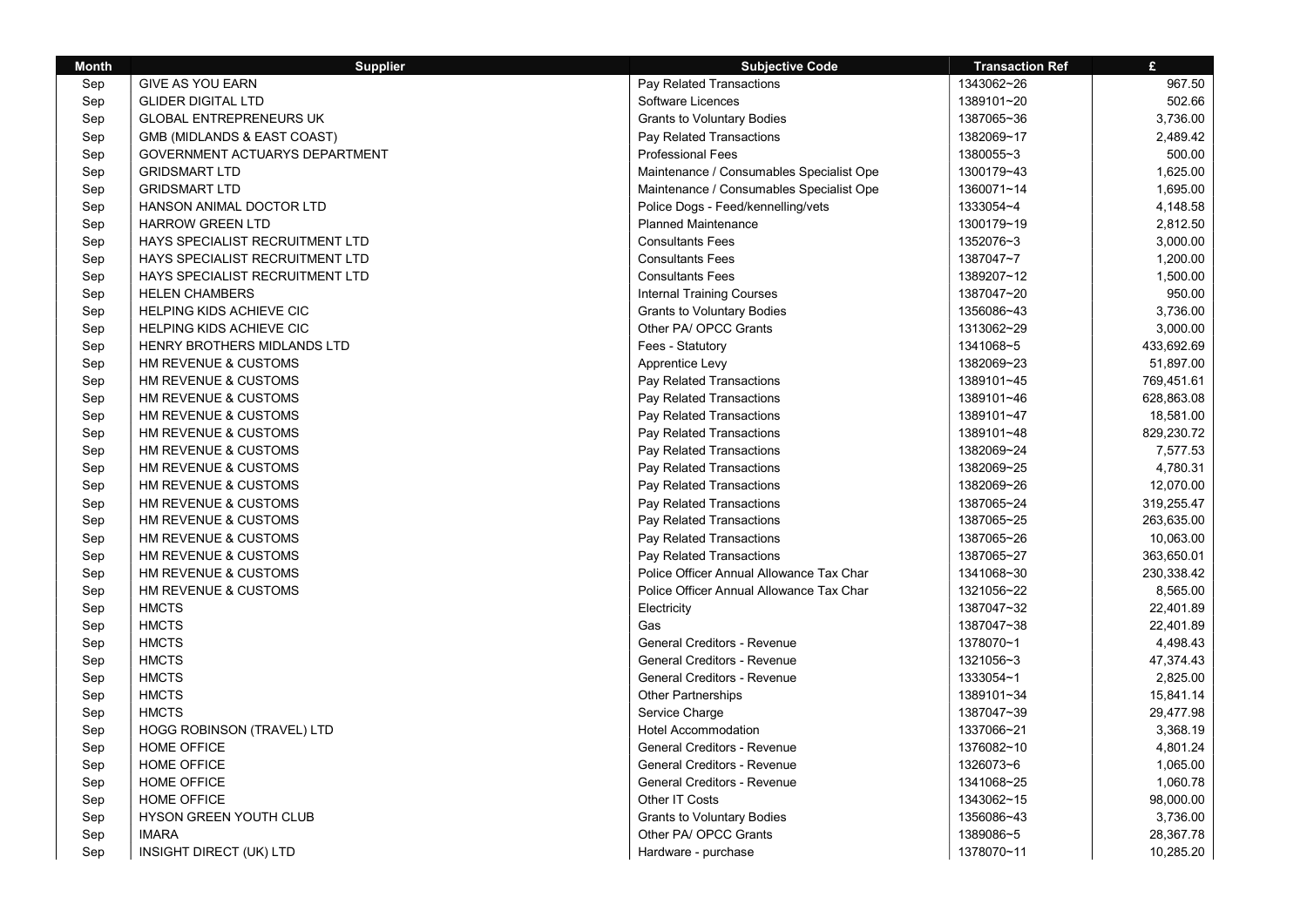| Month | Supplier | Subjective Code | Transaction Ref | £ |
|---|---|---|---|---|
| Sep | GIVE AS YOU EARN | Pay Related Transactions | 1343062~26 | 967.50 |
| Sep | GLIDER DIGITAL LTD | Software Licences | 1389101~20 | 502.66 |
| Sep | GLOBAL ENTREPRENEURS UK | Grants to Voluntary Bodies | 1387065~36 | 3,736.00 |
| Sep | GMB (MIDLANDS & EAST COAST) | Pay Related Transactions | 1382069~17 | 2,489.42 |
| Sep | GOVERNMENT ACTUARYS DEPARTMENT | Professional Fees | 1380055~3 | 500.00 |
| Sep | GRIDSMART LTD | Maintenance / Consumables Specialist Ope | 1300179~43 | 1,625.00 |
| Sep | GRIDSMART LTD | Maintenance / Consumables Specialist Ope | 1360071~14 | 1,695.00 |
| Sep | HANSON ANIMAL DOCTOR LTD | Police Dogs - Feed/kennelling/vets | 1333054~4 | 4,148.58 |
| Sep | HARROW GREEN LTD | Planned Maintenance | 1300179~19 | 2,812.50 |
| Sep | HAYS SPECIALIST RECRUITMENT LTD | Consultants Fees | 1352076~3 | 3,000.00 |
| Sep | HAYS SPECIALIST RECRUITMENT LTD | Consultants Fees | 1387047~7 | 1,200.00 |
| Sep | HAYS SPECIALIST RECRUITMENT LTD | Consultants Fees | 1389207~12 | 1,500.00 |
| Sep | HELEN CHAMBERS | Internal Training Courses | 1387047~20 | 950.00 |
| Sep | HELPING KIDS ACHIEVE CIC | Grants to Voluntary Bodies | 1356086~43 | 3,736.00 |
| Sep | HELPING KIDS ACHIEVE CIC | Other PA/ OPCC Grants | 1313062~29 | 3,000.00 |
| Sep | HENRY BROTHERS MIDLANDS LTD | Fees - Statutory | 1341068~5 | 433,692.69 |
| Sep | HM REVENUE & CUSTOMS | Apprentice Levy | 1382069~23 | 51,897.00 |
| Sep | HM REVENUE & CUSTOMS | Pay Related Transactions | 1389101~45 | 769,451.61 |
| Sep | HM REVENUE & CUSTOMS | Pay Related Transactions | 1389101~46 | 628,863.08 |
| Sep | HM REVENUE & CUSTOMS | Pay Related Transactions | 1389101~47 | 18,581.00 |
| Sep | HM REVENUE & CUSTOMS | Pay Related Transactions | 1389101~48 | 829,230.72 |
| Sep | HM REVENUE & CUSTOMS | Pay Related Transactions | 1382069~24 | 7,577.53 |
| Sep | HM REVENUE & CUSTOMS | Pay Related Transactions | 1382069~25 | 4,780.31 |
| Sep | HM REVENUE & CUSTOMS | Pay Related Transactions | 1382069~26 | 12,070.00 |
| Sep | HM REVENUE & CUSTOMS | Pay Related Transactions | 1387065~24 | 319,255.47 |
| Sep | HM REVENUE & CUSTOMS | Pay Related Transactions | 1387065~25 | 263,635.00 |
| Sep | HM REVENUE & CUSTOMS | Pay Related Transactions | 1387065~26 | 10,063.00 |
| Sep | HM REVENUE & CUSTOMS | Pay Related Transactions | 1387065~27 | 363,650.01 |
| Sep | HM REVENUE & CUSTOMS | Police Officer Annual Allowance Tax Char | 1341068~30 | 230,338.42 |
| Sep | HM REVENUE & CUSTOMS | Police Officer Annual Allowance Tax Char | 1321056~22 | 8,565.00 |
| Sep | HMCTS | Electricity | 1387047~32 | 22,401.89 |
| Sep | HMCTS | Gas | 1387047~38 | 22,401.89 |
| Sep | HMCTS | General Creditors - Revenue | 1378070~1 | 4,498.43 |
| Sep | HMCTS | General Creditors - Revenue | 1321056~3 | 47,374.43 |
| Sep | HMCTS | General Creditors - Revenue | 1333054~1 | 2,825.00 |
| Sep | HMCTS | Other Partnerships | 1389101~34 | 15,841.14 |
| Sep | HMCTS | Service Charge | 1387047~39 | 29,477.98 |
| Sep | HOGG ROBINSON (TRAVEL) LTD | Hotel Accommodation | 1337066~21 | 3,368.19 |
| Sep | HOME OFFICE | General Creditors - Revenue | 1376082~10 | 4,801.24 |
| Sep | HOME OFFICE | General Creditors - Revenue | 1326073~6 | 1,065.00 |
| Sep | HOME OFFICE | General Creditors - Revenue | 1341068~25 | 1,060.78 |
| Sep | HOME OFFICE | Other IT Costs | 1343062~15 | 98,000.00 |
| Sep | HYSON GREEN YOUTH CLUB | Grants to Voluntary Bodies | 1356086~43 | 3,736.00 |
| Sep | IMARA | Other PA/ OPCC Grants | 1389086~5 | 28,367.78 |
| Sep | INSIGHT DIRECT (UK) LTD | Hardware - purchase | 1378070~11 | 10,285.20 |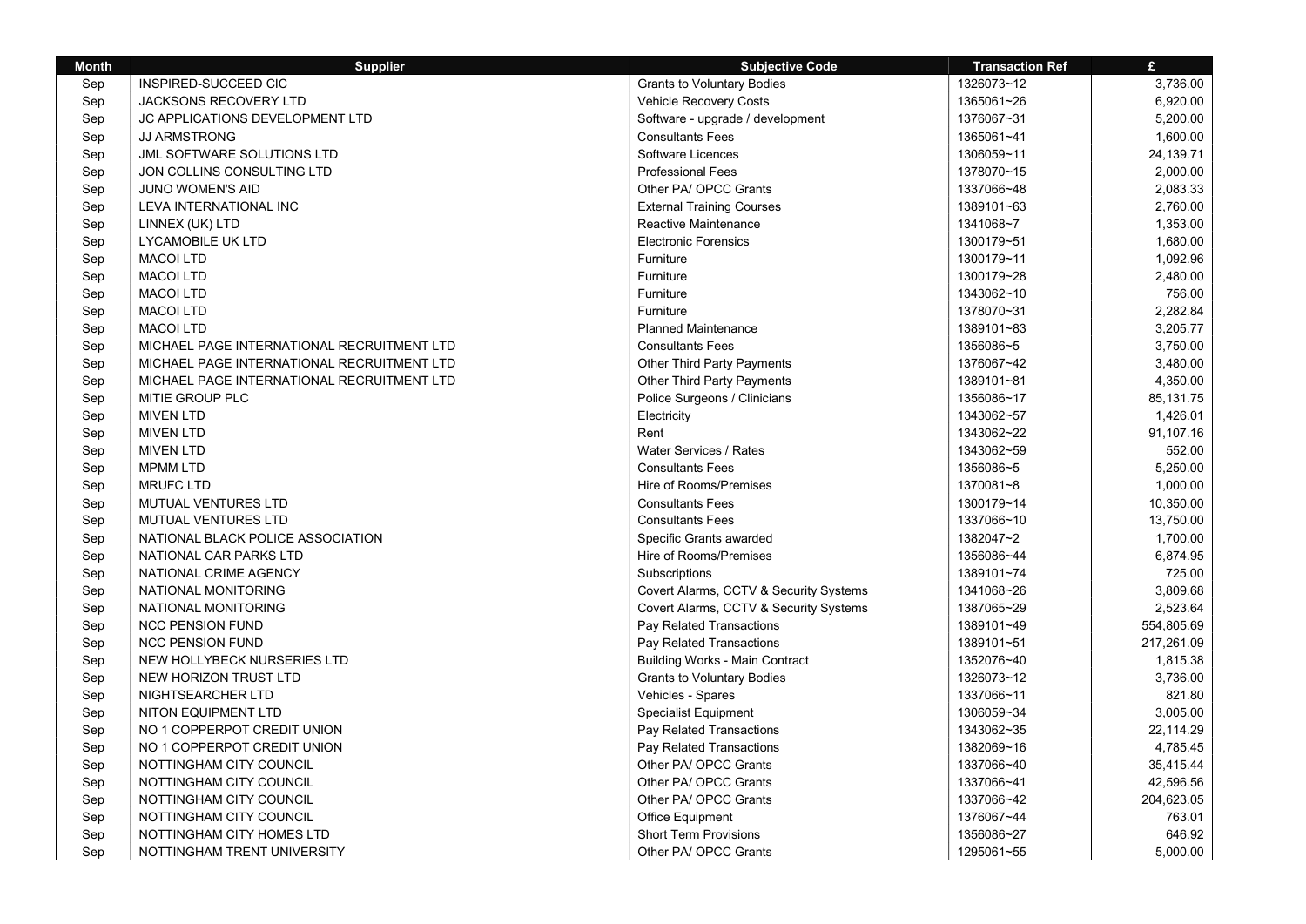| Month | Supplier | Subjective Code | Transaction Ref | £ |
|---|---|---|---|---|
| Sep | INSPIRED-SUCCEED CIC | Grants to Voluntary Bodies | 1326073~12 | 3,736.00 |
| Sep | JACKSONS RECOVERY LTD | Vehicle Recovery Costs | 1365061~26 | 6,920.00 |
| Sep | JC APPLICATIONS DEVELOPMENT LTD | Software - upgrade / development | 1376067~31 | 5,200.00 |
| Sep | JJ ARMSTRONG | Consultants Fees | 1365061~41 | 1,600.00 |
| Sep | JML SOFTWARE SOLUTIONS LTD | Software Licences | 1306059~11 | 24,139.71 |
| Sep | JON COLLINS CONSULTING LTD | Professional Fees | 1378070~15 | 2,000.00 |
| Sep | JUNO WOMEN'S AID | Other PA/ OPCC Grants | 1337066~48 | 2,083.33 |
| Sep | LEVA INTERNATIONAL INC | External Training Courses | 1389101~63 | 2,760.00 |
| Sep | LINNEX (UK) LTD | Reactive Maintenance | 1341068~7 | 1,353.00 |
| Sep | LYCAMOBILE UK LTD | Electronic Forensics | 1300179~51 | 1,680.00 |
| Sep | MACOI LTD | Furniture | 1300179~11 | 1,092.96 |
| Sep | MACOI LTD | Furniture | 1300179~28 | 2,480.00 |
| Sep | MACOI LTD | Furniture | 1343062~10 | 756.00 |
| Sep | MACOI LTD | Furniture | 1378070~31 | 2,282.84 |
| Sep | MACOI LTD | Planned Maintenance | 1389101~83 | 3,205.77 |
| Sep | MICHAEL PAGE INTERNATIONAL RECRUITMENT LTD | Consultants Fees | 1356086~5 | 3,750.00 |
| Sep | MICHAEL PAGE INTERNATIONAL RECRUITMENT LTD | Other Third Party Payments | 1376067~42 | 3,480.00 |
| Sep | MICHAEL PAGE INTERNATIONAL RECRUITMENT LTD | Other Third Party Payments | 1389101~81 | 4,350.00 |
| Sep | MITIE GROUP PLC | Police Surgeons / Clinicians | 1356086~17 | 85,131.75 |
| Sep | MIVEN LTD | Electricity | 1343062~57 | 1,426.01 |
| Sep | MIVEN LTD | Rent | 1343062~22 | 91,107.16 |
| Sep | MIVEN LTD | Water Services / Rates | 1343062~59 | 552.00 |
| Sep | MPMM LTD | Consultants Fees | 1356086~5 | 5,250.00 |
| Sep | MRUFC LTD | Hire of Rooms/Premises | 1370081~8 | 1,000.00 |
| Sep | MUTUAL VENTURES LTD | Consultants Fees | 1300179~14 | 10,350.00 |
| Sep | MUTUAL VENTURES LTD | Consultants Fees | 1337066~10 | 13,750.00 |
| Sep | NATIONAL BLACK POLICE ASSOCIATION | Specific Grants awarded | 1382047~2 | 1,700.00 |
| Sep | NATIONAL CAR PARKS LTD | Hire of Rooms/Premises | 1356086~44 | 6,874.95 |
| Sep | NATIONAL CRIME AGENCY | Subscriptions | 1389101~74 | 725.00 |
| Sep | NATIONAL MONITORING | Covert Alarms, CCTV & Security Systems | 1341068~26 | 3,809.68 |
| Sep | NATIONAL MONITORING | Covert Alarms, CCTV & Security Systems | 1387065~29 | 2,523.64 |
| Sep | NCC PENSION FUND | Pay Related Transactions | 1389101~49 | 554,805.69 |
| Sep | NCC PENSION FUND | Pay Related Transactions | 1389101~51 | 217,261.09 |
| Sep | NEW HOLLYBECK NURSERIES LTD | Building Works - Main Contract | 1352076~40 | 1,815.38 |
| Sep | NEW HORIZON TRUST LTD | Grants to Voluntary Bodies | 1326073~12 | 3,736.00 |
| Sep | NIGHTSEARCHER LTD | Vehicles - Spares | 1337066~11 | 821.80 |
| Sep | NITON EQUIPMENT LTD | Specialist Equipment | 1306059~34 | 3,005.00 |
| Sep | NO 1 COPPERPOT CREDIT UNION | Pay Related Transactions | 1343062~35 | 22,114.29 |
| Sep | NO 1 COPPERPOT CREDIT UNION | Pay Related Transactions | 1382069~16 | 4,785.45 |
| Sep | NOTTINGHAM CITY COUNCIL | Other PA/ OPCC Grants | 1337066~40 | 35,415.44 |
| Sep | NOTTINGHAM CITY COUNCIL | Other PA/ OPCC Grants | 1337066~41 | 42,596.56 |
| Sep | NOTTINGHAM CITY COUNCIL | Other PA/ OPCC Grants | 1337066~42 | 204,623.05 |
| Sep | NOTTINGHAM CITY COUNCIL | Office Equipment | 1376067~44 | 763.01 |
| Sep | NOTTINGHAM CITY HOMES LTD | Short Term Provisions | 1356086~27 | 646.92 |
| Sep | NOTTINGHAM TRENT UNIVERSITY | Other PA/ OPCC Grants | 1295061~55 | 5,000.00 |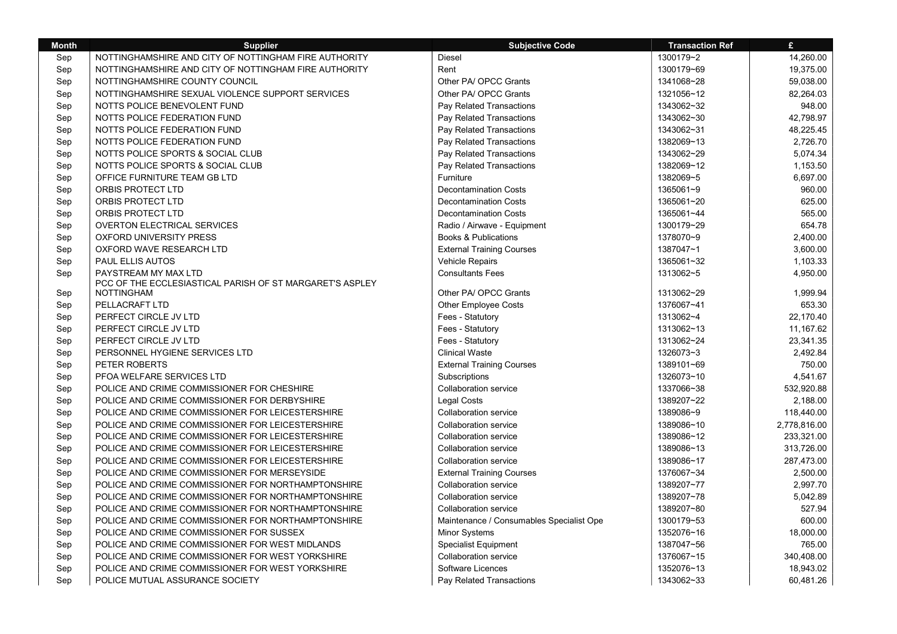| Month | Supplier | Subjective Code | Transaction Ref | £ |
|---|---|---|---|---|
| Sep | NOTTINGHAMSHIRE AND CITY OF NOTTINGHAM FIRE AUTHORITY | Diesel | 1300179~2 | 14,260.00 |
| Sep | NOTTINGHAMSHIRE AND CITY OF NOTTINGHAM FIRE AUTHORITY | Rent | 1300179~69 | 19,375.00 |
| Sep | NOTTINGHAMSHIRE COUNTY COUNCIL | Other PA/ OPCC Grants | 1341068~28 | 59,038.00 |
| Sep | NOTTINGHAMSHIRE SEXUAL VIOLENCE SUPPORT SERVICES | Other PA/ OPCC Grants | 1321056~12 | 82,264.03 |
| Sep | NOTTS POLICE BENEVOLENT FUND | Pay Related Transactions | 1343062~32 | 948.00 |
| Sep | NOTTS POLICE FEDERATION FUND | Pay Related Transactions | 1343062~30 | 42,798.97 |
| Sep | NOTTS POLICE FEDERATION FUND | Pay Related Transactions | 1343062~31 | 48,225.45 |
| Sep | NOTTS POLICE FEDERATION FUND | Pay Related Transactions | 1382069~13 | 2,726.70 |
| Sep | NOTTS POLICE SPORTS & SOCIAL CLUB | Pay Related Transactions | 1343062~29 | 5,074.34 |
| Sep | NOTTS POLICE SPORTS & SOCIAL CLUB | Pay Related Transactions | 1382069~12 | 1,153.50 |
| Sep | OFFICE FURNITURE TEAM GB LTD | Furniture | 1382069~5 | 6,697.00 |
| Sep | ORBIS PROTECT LTD | Decontamination Costs | 1365061~9 | 960.00 |
| Sep | ORBIS PROTECT LTD | Decontamination Costs | 1365061~20 | 625.00 |
| Sep | ORBIS PROTECT LTD | Decontamination Costs | 1365061~44 | 565.00 |
| Sep | OVERTON ELECTRICAL SERVICES | Radio / Airwave - Equipment | 1300179~29 | 654.78 |
| Sep | OXFORD UNIVERSITY PRESS | Books & Publications | 1378070~9 | 2,400.00 |
| Sep | OXFORD WAVE RESEARCH LTD | External Training Courses | 1387047~1 | 3,600.00 |
| Sep | PAUL ELLIS AUTOS | Vehicle Repairs | 1365061~32 | 1,103.33 |
| Sep | PAYSTREAM MY MAX LTD | Consultants Fees | 1313062~5 | 4,950.00 |
| Sep | PCC OF THE ECCLESIASTICAL PARISH OF ST MARGARET'S ASPLEY NOTTINGHAM | Other PA/ OPCC Grants | 1313062~29 | 1,999.94 |
| Sep | PELLACRAFT LTD | Other Employee Costs | 1376067~41 | 653.30 |
| Sep | PERFECT CIRCLE JV LTD | Fees - Statutory | 1313062~4 | 22,170.40 |
| Sep | PERFECT CIRCLE JV LTD | Fees - Statutory | 1313062~13 | 11,167.62 |
| Sep | PERFECT CIRCLE JV LTD | Fees - Statutory | 1313062~24 | 23,341.35 |
| Sep | PERSONNEL HYGIENE SERVICES LTD | Clinical Waste | 1326073~3 | 2,492.84 |
| Sep | PETER ROBERTS | External Training Courses | 1389101~69 | 750.00 |
| Sep | PFOA WELFARE SERVICES LTD | Subscriptions | 1326073~10 | 4,541.67 |
| Sep | POLICE AND CRIME COMMISSIONER FOR CHESHIRE | Collaboration service | 1337066~38 | 532,920.88 |
| Sep | POLICE AND CRIME COMMISSIONER FOR DERBYSHIRE | Legal Costs | 1389207~22 | 2,188.00 |
| Sep | POLICE AND CRIME COMMISSIONER FOR LEICESTERSHIRE | Collaboration service | 1389086~9 | 118,440.00 |
| Sep | POLICE AND CRIME COMMISSIONER FOR LEICESTERSHIRE | Collaboration service | 1389086~10 | 2,778,816.00 |
| Sep | POLICE AND CRIME COMMISSIONER FOR LEICESTERSHIRE | Collaboration service | 1389086~12 | 233,321.00 |
| Sep | POLICE AND CRIME COMMISSIONER FOR LEICESTERSHIRE | Collaboration service | 1389086~13 | 313,726.00 |
| Sep | POLICE AND CRIME COMMISSIONER FOR LEICESTERSHIRE | Collaboration service | 1389086~17 | 287,473.00 |
| Sep | POLICE AND CRIME COMMISSIONER FOR MERSEYSIDE | External Training Courses | 1376067~34 | 2,500.00 |
| Sep | POLICE AND CRIME COMMISSIONER FOR NORTHAMPTONSHIRE | Collaboration service | 1389207~77 | 2,997.70 |
| Sep | POLICE AND CRIME COMMISSIONER FOR NORTHAMPTONSHIRE | Collaboration service | 1389207~78 | 5,042.89 |
| Sep | POLICE AND CRIME COMMISSIONER FOR NORTHAMPTONSHIRE | Collaboration service | 1389207~80 | 527.94 |
| Sep | POLICE AND CRIME COMMISSIONER FOR NORTHAMPTONSHIRE | Maintenance / Consumables Specialist Ope | 1300179~53 | 600.00 |
| Sep | POLICE AND CRIME COMMISSIONER FOR SUSSEX | Minor Systems | 1352076~16 | 18,000.00 |
| Sep | POLICE AND CRIME COMMISSIONER FOR WEST MIDLANDS | Specialist Equipment | 1387047~56 | 765.00 |
| Sep | POLICE AND CRIME COMMISSIONER FOR WEST YORKSHIRE | Collaboration service | 1376067~15 | 340,408.00 |
| Sep | POLICE AND CRIME COMMISSIONER FOR WEST YORKSHIRE | Software Licences | 1352076~13 | 18,943.02 |
| Sep | POLICE MUTUAL ASSURANCE SOCIETY | Pay Related Transactions | 1343062~33 | 60,481.26 |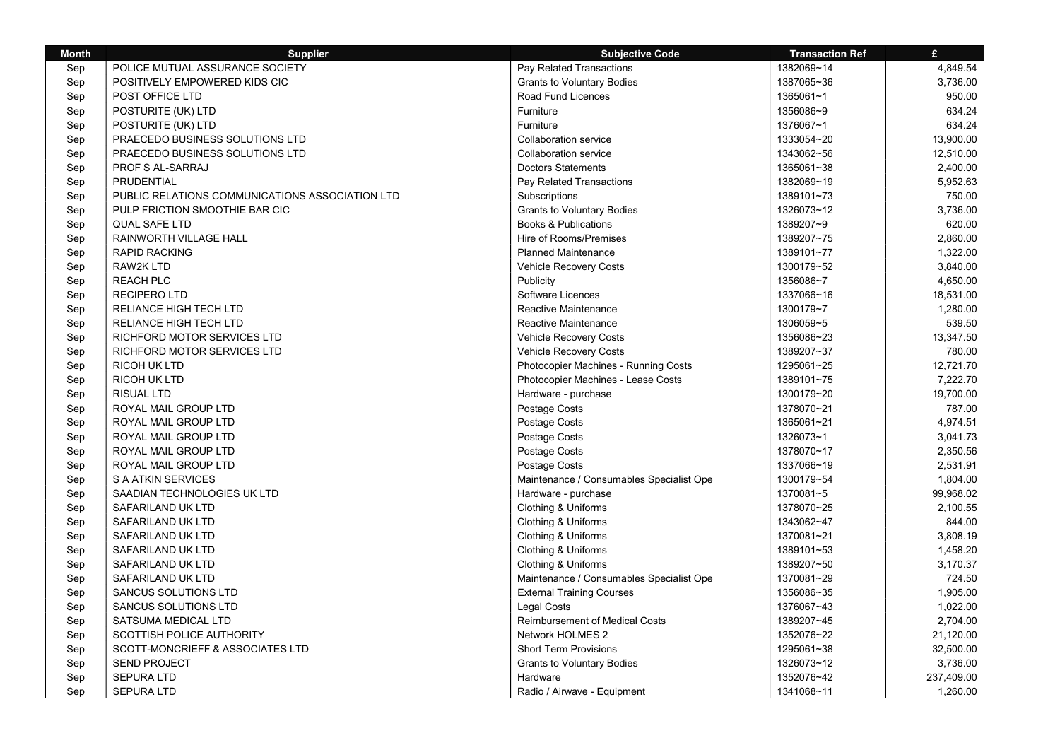| Month | Supplier | Subjective Code | Transaction Ref | £ |
|---|---|---|---|---|
| Sep | POLICE MUTUAL ASSURANCE SOCIETY | Pay Related Transactions | 1382069~14 | 4,849.54 |
| Sep | POSITIVELY EMPOWERED KIDS CIC | Grants to Voluntary Bodies | 1387065~36 | 3,736.00 |
| Sep | POST OFFICE LTD | Road Fund Licences | 1365061~1 | 950.00 |
| Sep | POSTURITE (UK) LTD | Furniture | 1356086~9 | 634.24 |
| Sep | POSTURITE (UK) LTD | Furniture | 1376067~1 | 634.24 |
| Sep | PRAECEDO BUSINESS SOLUTIONS LTD | Collaboration service | 1333054~20 | 13,900.00 |
| Sep | PRAECEDO BUSINESS SOLUTIONS LTD | Collaboration service | 1343062~56 | 12,510.00 |
| Sep | PROF S AL-SARRAJ | Doctors Statements | 1365061~38 | 2,400.00 |
| Sep | PRUDENTIAL | Pay Related Transactions | 1382069~19 | 5,952.63 |
| Sep | PUBLIC RELATIONS COMMUNICATIONS ASSOCIATION LTD | Subscriptions | 1389101~73 | 750.00 |
| Sep | PULP FRICTION SMOOTHIE BAR CIC | Grants to Voluntary Bodies | 1326073~12 | 3,736.00 |
| Sep | QUAL SAFE LTD | Books & Publications | 1389207~9 | 620.00 |
| Sep | RAINWORTH VILLAGE HALL | Hire of Rooms/Premises | 1389207~75 | 2,860.00 |
| Sep | RAPID RACKING | Planned Maintenance | 1389101~77 | 1,322.00 |
| Sep | RAW2K LTD | Vehicle Recovery Costs | 1300179~52 | 3,840.00 |
| Sep | REACH PLC | Publicity | 1356086~7 | 4,650.00 |
| Sep | RECIPERO LTD | Software Licences | 1337066~16 | 18,531.00 |
| Sep | RELIANCE HIGH TECH LTD | Reactive Maintenance | 1300179~7 | 1,280.00 |
| Sep | RELIANCE HIGH TECH LTD | Reactive Maintenance | 1306059~5 | 539.50 |
| Sep | RICHFORD MOTOR SERVICES LTD | Vehicle Recovery Costs | 1356086~23 | 13,347.50 |
| Sep | RICHFORD MOTOR SERVICES LTD | Vehicle Recovery Costs | 1389207~37 | 780.00 |
| Sep | RICOH UK LTD | Photocopier Machines - Running Costs | 1295061~25 | 12,721.70 |
| Sep | RICOH UK LTD | Photocopier Machines - Lease Costs | 1389101~75 | 7,222.70 |
| Sep | RISUAL LTD | Hardware - purchase | 1300179~20 | 19,700.00 |
| Sep | ROYAL MAIL GROUP LTD | Postage Costs | 1378070~21 | 787.00 |
| Sep | ROYAL MAIL GROUP LTD | Postage Costs | 1365061~21 | 4,974.51 |
| Sep | ROYAL MAIL GROUP LTD | Postage Costs | 1326073~1 | 3,041.73 |
| Sep | ROYAL MAIL GROUP LTD | Postage Costs | 1378070~17 | 2,350.56 |
| Sep | ROYAL MAIL GROUP LTD | Postage Costs | 1337066~19 | 2,531.91 |
| Sep | S A ATKIN SERVICES | Maintenance / Consumables Specialist Ope | 1300179~54 | 1,804.00 |
| Sep | SAADIAN TECHNOLOGIES UK LTD | Hardware - purchase | 1370081~5 | 99,968.02 |
| Sep | SAFARILAND UK LTD | Clothing & Uniforms | 1378070~25 | 2,100.55 |
| Sep | SAFARILAND UK LTD | Clothing & Uniforms | 1343062~47 | 844.00 |
| Sep | SAFARILAND UK LTD | Clothing & Uniforms | 1370081~21 | 3,808.19 |
| Sep | SAFARILAND UK LTD | Clothing & Uniforms | 1389101~53 | 1,458.20 |
| Sep | SAFARILAND UK LTD | Clothing & Uniforms | 1389207~50 | 3,170.37 |
| Sep | SAFARILAND UK LTD | Maintenance / Consumables Specialist Ope | 1370081~29 | 724.50 |
| Sep | SANCUS SOLUTIONS LTD | External Training Courses | 1356086~35 | 1,905.00 |
| Sep | SANCUS SOLUTIONS LTD | Legal Costs | 1376067~43 | 1,022.00 |
| Sep | SATSUMA MEDICAL LTD | Reimbursement of Medical Costs | 1389207~45 | 2,704.00 |
| Sep | SCOTTISH POLICE AUTHORITY | Network HOLMES 2 | 1352076~22 | 21,120.00 |
| Sep | SCOTT-MONCRIEFF & ASSOCIATES LTD | Short Term Provisions | 1295061~38 | 32,500.00 |
| Sep | SEND PROJECT | Grants to Voluntary Bodies | 1326073~12 | 3,736.00 |
| Sep | SEPURA LTD | Hardware | 1352076~42 | 237,409.00 |
| Sep | SEPURA LTD | Radio / Airwave - Equipment | 1341068~11 | 1,260.00 |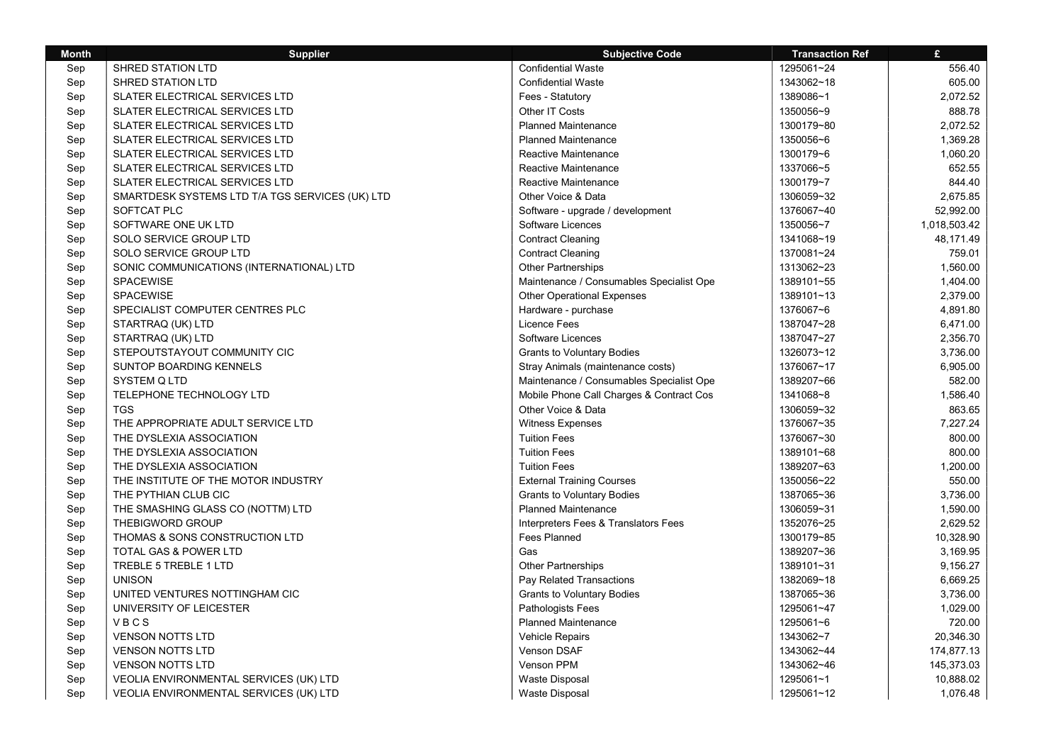| Month | Supplier | Subjective Code | Transaction Ref | £ |
|---|---|---|---|---|
| Sep | SHRED STATION LTD | Confidential Waste | 1295061~24 | 556.40 |
| Sep | SHRED STATION LTD | Confidential Waste | 1343062~18 | 605.00 |
| Sep | SLATER ELECTRICAL SERVICES LTD | Fees - Statutory | 1389086~1 | 2,072.52 |
| Sep | SLATER ELECTRICAL SERVICES LTD | Other IT Costs | 1350056~9 | 888.78 |
| Sep | SLATER ELECTRICAL SERVICES LTD | Planned Maintenance | 1300179~80 | 2,072.52 |
| Sep | SLATER ELECTRICAL SERVICES LTD | Planned Maintenance | 1350056~6 | 1,369.28 |
| Sep | SLATER ELECTRICAL SERVICES LTD | Reactive Maintenance | 1300179~6 | 1,060.20 |
| Sep | SLATER ELECTRICAL SERVICES LTD | Reactive Maintenance | 1337066~5 | 652.55 |
| Sep | SLATER ELECTRICAL SERVICES LTD | Reactive Maintenance | 1300179~7 | 844.40 |
| Sep | SMARTDESK SYSTEMS LTD T/A TGS SERVICES (UK) LTD | Other Voice & Data | 1306059~32 | 2,675.85 |
| Sep | SOFTCAT PLC | Software - upgrade / development | 1376067~40 | 52,992.00 |
| Sep | SOFTWARE ONE UK LTD | Software Licences | 1350056~7 | 1,018,503.42 |
| Sep | SOLO SERVICE GROUP LTD | Contract Cleaning | 1341068~19 | 48,171.49 |
| Sep | SOLO SERVICE GROUP LTD | Contract Cleaning | 1370081~24 | 759.01 |
| Sep | SONIC COMMUNICATIONS (INTERNATIONAL) LTD | Other Partnerships | 1313062~23 | 1,560.00 |
| Sep | SPACEWISE | Maintenance / Consumables Specialist Ope | 1389101~55 | 1,404.00 |
| Sep | SPACEWISE | Other Operational Expenses | 1389101~13 | 2,379.00 |
| Sep | SPECIALIST COMPUTER CENTRES PLC | Hardware - purchase | 1376067~6 | 4,891.80 |
| Sep | STARTRAQ (UK) LTD | Licence Fees | 1387047~28 | 6,471.00 |
| Sep | STARTRAQ (UK) LTD | Software Licences | 1387047~27 | 2,356.70 |
| Sep | STEPOUTSTAYOUT COMMUNITY CIC | Grants to Voluntary Bodies | 1326073~12 | 3,736.00 |
| Sep | SUNTOP BOARDING KENNELS | Stray Animals (maintenance costs) | 1376067~17 | 6,905.00 |
| Sep | SYSTEM Q LTD | Maintenance / Consumables Specialist Ope | 1389207~66 | 582.00 |
| Sep | TELEPHONE TECHNOLOGY LTD | Mobile Phone Call Charges & Contract Cos | 1341068~8 | 1,586.40 |
| Sep | TGS | Other Voice & Data | 1306059~32 | 863.65 |
| Sep | THE APPROPRIATE ADULT SERVICE LTD | Witness Expenses | 1376067~35 | 7,227.24 |
| Sep | THE DYSLEXIA ASSOCIATION | Tuition Fees | 1376067~30 | 800.00 |
| Sep | THE DYSLEXIA ASSOCIATION | Tuition Fees | 1389101~68 | 800.00 |
| Sep | THE DYSLEXIA ASSOCIATION | Tuition Fees | 1389207~63 | 1,200.00 |
| Sep | THE INSTITUTE OF THE MOTOR INDUSTRY | External Training Courses | 1350056~22 | 550.00 |
| Sep | THE PYTHIAN CLUB CIC | Grants to Voluntary Bodies | 1387065~36 | 3,736.00 |
| Sep | THE SMASHING GLASS CO (NOTTM) LTD | Planned Maintenance | 1306059~31 | 1,590.00 |
| Sep | THEBIGWORD GROUP | Interpreters Fees & Translators Fees | 1352076~25 | 2,629.52 |
| Sep | THOMAS & SONS CONSTRUCTION LTD | Fees Planned | 1300179~85 | 10,328.90 |
| Sep | TOTAL GAS & POWER LTD | Gas | 1389207~36 | 3,169.95 |
| Sep | TREBLE 5 TREBLE 1 LTD | Other Partnerships | 1389101~31 | 9,156.27 |
| Sep | UNISON | Pay Related Transactions | 1382069~18 | 6,669.25 |
| Sep | UNITED VENTURES NOTTINGHAM CIC | Grants to Voluntary Bodies | 1387065~36 | 3,736.00 |
| Sep | UNIVERSITY OF LEICESTER | Pathologists Fees | 1295061~47 | 1,029.00 |
| Sep | V B C S | Planned Maintenance | 1295061~6 | 720.00 |
| Sep | VENSON NOTTS LTD | Vehicle Repairs | 1343062~7 | 20,346.30 |
| Sep | VENSON NOTTS LTD | Venson DSAF | 1343062~44 | 174,877.13 |
| Sep | VENSON NOTTS LTD | Venson PPM | 1343062~46 | 145,373.03 |
| Sep | VEOLIA ENVIRONMENTAL SERVICES (UK) LTD | Waste Disposal | 1295061~1 | 10,888.02 |
| Sep | VEOLIA ENVIRONMENTAL SERVICES (UK) LTD | Waste Disposal | 1295061~12 | 1,076.48 |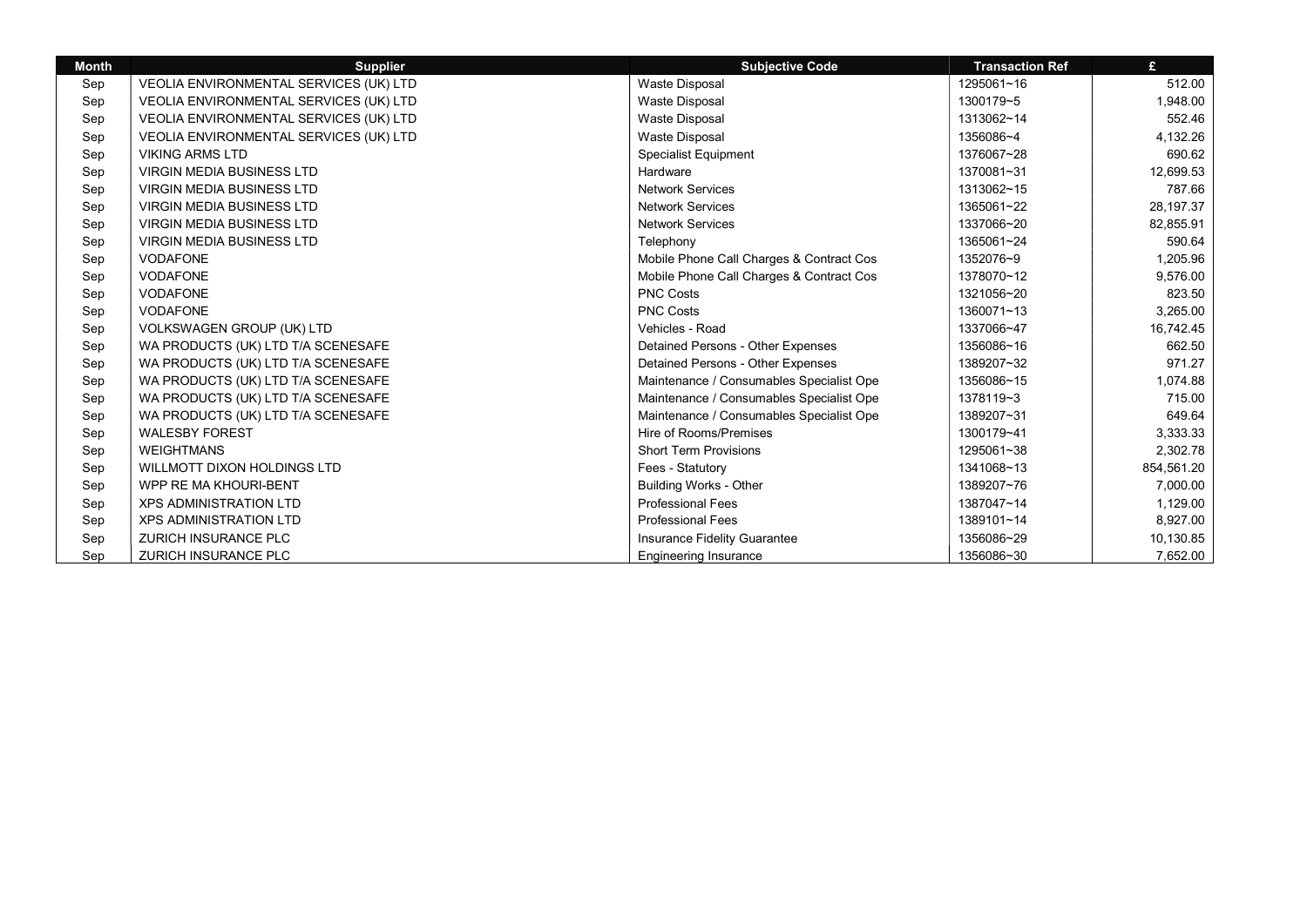| Month | Supplier | Subjective Code | Transaction Ref | £ |
|---|---|---|---|---|
| Sep | VEOLIA ENVIRONMENTAL SERVICES (UK) LTD | Waste Disposal | 1295061~16 | 512.00 |
| Sep | VEOLIA ENVIRONMENTAL SERVICES (UK) LTD | Waste Disposal | 1300179~5 | 1,948.00 |
| Sep | VEOLIA ENVIRONMENTAL SERVICES (UK) LTD | Waste Disposal | 1313062~14 | 552.46 |
| Sep | VEOLIA ENVIRONMENTAL SERVICES (UK) LTD | Waste Disposal | 1356086~4 | 4,132.26 |
| Sep | VIKING ARMS LTD | Specialist Equipment | 1376067~28 | 690.62 |
| Sep | VIRGIN MEDIA BUSINESS LTD | Hardware | 1370081~31 | 12,699.53 |
| Sep | VIRGIN MEDIA BUSINESS LTD | Network Services | 1313062~15 | 787.66 |
| Sep | VIRGIN MEDIA BUSINESS LTD | Network Services | 1365061~22 | 28,197.37 |
| Sep | VIRGIN MEDIA BUSINESS LTD | Network Services | 1337066~20 | 82,855.91 |
| Sep | VIRGIN MEDIA BUSINESS LTD | Telephony | 1365061~24 | 590.64 |
| Sep | VODAFONE | Mobile Phone Call Charges & Contract Cos | 1352076~9 | 1,205.96 |
| Sep | VODAFONE | Mobile Phone Call Charges & Contract Cos | 1378070~12 | 9,576.00 |
| Sep | VODAFONE | PNC Costs | 1321056~20 | 823.50 |
| Sep | VODAFONE | PNC Costs | 1360071~13 | 3,265.00 |
| Sep | VOLKSWAGEN GROUP (UK) LTD | Vehicles - Road | 1337066~47 | 16,742.45 |
| Sep | WA PRODUCTS (UK) LTD T/A SCENESAFE | Detained Persons - Other Expenses | 1356086~16 | 662.50 |
| Sep | WA PRODUCTS (UK) LTD T/A SCENESAFE | Detained Persons - Other Expenses | 1389207~32 | 971.27 |
| Sep | WA PRODUCTS (UK) LTD T/A SCENESAFE | Maintenance / Consumables Specialist Ope | 1356086~15 | 1,074.88 |
| Sep | WA PRODUCTS (UK) LTD T/A SCENESAFE | Maintenance / Consumables Specialist Ope | 1378119~3 | 715.00 |
| Sep | WA PRODUCTS (UK) LTD T/A SCENESAFE | Maintenance / Consumables Specialist Ope | 1389207~31 | 649.64 |
| Sep | WALESBY FOREST | Hire of Rooms/Premises | 1300179~41 | 3,333.33 |
| Sep | WEIGHTMANS | Short Term Provisions | 1295061~38 | 2,302.78 |
| Sep | WILLMOTT DIXON HOLDINGS LTD | Fees - Statutory | 1341068~13 | 854,561.20 |
| Sep | WPP RE MA KHOURI-BENT | Building Works - Other | 1389207~76 | 7,000.00 |
| Sep | XPS ADMINISTRATION LTD | Professional Fees | 1387047~14 | 1,129.00 |
| Sep | XPS ADMINISTRATION LTD | Professional Fees | 1389101~14 | 8,927.00 |
| Sep | ZURICH INSURANCE PLC | Insurance Fidelity Guarantee | 1356086~29 | 10,130.85 |
| Sep | ZURICH INSURANCE PLC | Engineering Insurance | 1356086~30 | 7,652.00 |